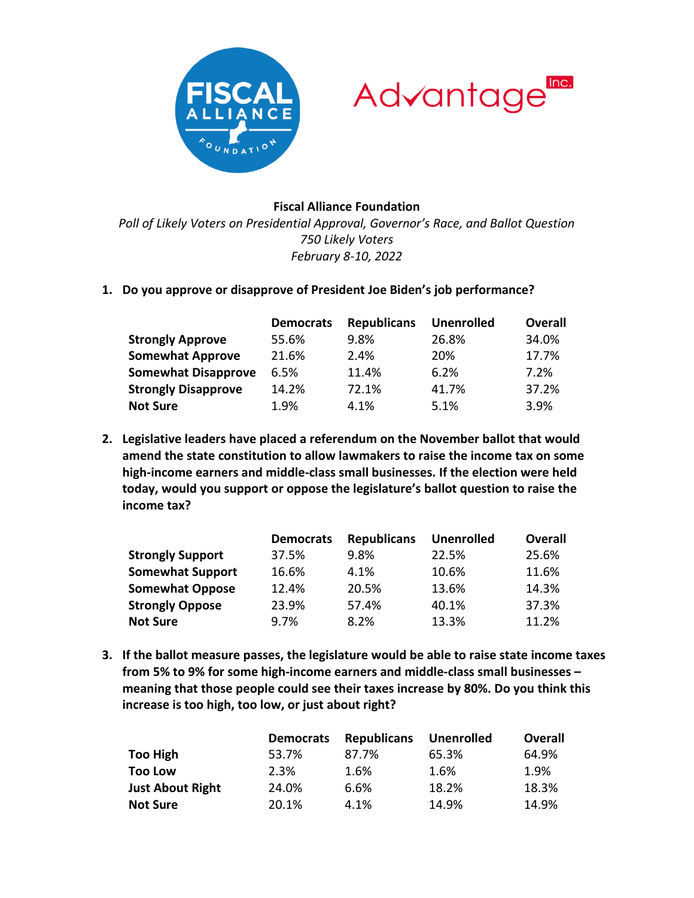**Fiscal Alliance Foundation**

*Poll of Likely Voters on Presidential Approval, Governor's Race, and Ballot Question*
*750 Likely Voters*
*February 8-10, 2022*

1. **Do you approve or disapprove of President Joe Biden's job performance?**

| | Democrats | Republicans | Unenrolled | Overall |
|---|---|---|---|---|
| **Strongly Approve** | 55.6% | 9.8% | 26.8% | 34.0% |
| **Somewhat Approve** | 21.6% | 2.4% | 20% | 17.7% |
| **Somewhat Disapprove** | 6.5% | 11.4% | 6.2% | 7.2% |
| **Strongly Disapprove** | 14.2% | 72.1% | 41.7% | 37.2% |
| **Not Sure** | 1.9% | 4.1% | 5.1% | 3.9% |

2. **Legislative leaders have placed a referendum on the November ballot that would amend the state constitution to allow lawmakers to raise the income tax on some high-income earners and middle-class small businesses. If the election were held today, would you support or oppose the legislature's ballot question to raise the income tax?**

| | Democrats | Republicans | Unenrolled | Overall |
|---|---|---|---|---|
| **Strongly Support** | 37.5% | 9.8% | 22.5% | 25.6% |
| **Somewhat Support** | 16.6% | 4.1% | 10.6% | 11.6% |
| **Somewhat Oppose** | 12.4% | 20.5% | 13.6% | 14.3% |
| **Strongly Oppose** | 23.9% | 57.4% | 40.1% | 37.3% |
| **Not Sure** | 9.7% | 8.2% | 13.3% | 11.2% |

3. **If the ballot measure passes, the legislature would be able to raise state income taxes from 5% to 9% for some high-income earners and middle-class small businesses – meaning that those people could see their taxes increase by 80%. Do you think this increase is too high, too low, or just about right?**

| | Democrats | Republicans | Unenrolled | Overall |
|---|---|---|---|---|
| **Too High** | 53.7% | 87.7% | 65.3% | 64.9% |
| **Too Low** | 2.3% | 1.6% | 1.6% | 1.9% |
| **Just About Right** | 24.0% | 6.6% | 18.2% | 18.3% |
| **Not Sure** | 20.1% | 4.1% | 14.9% | 14.9% |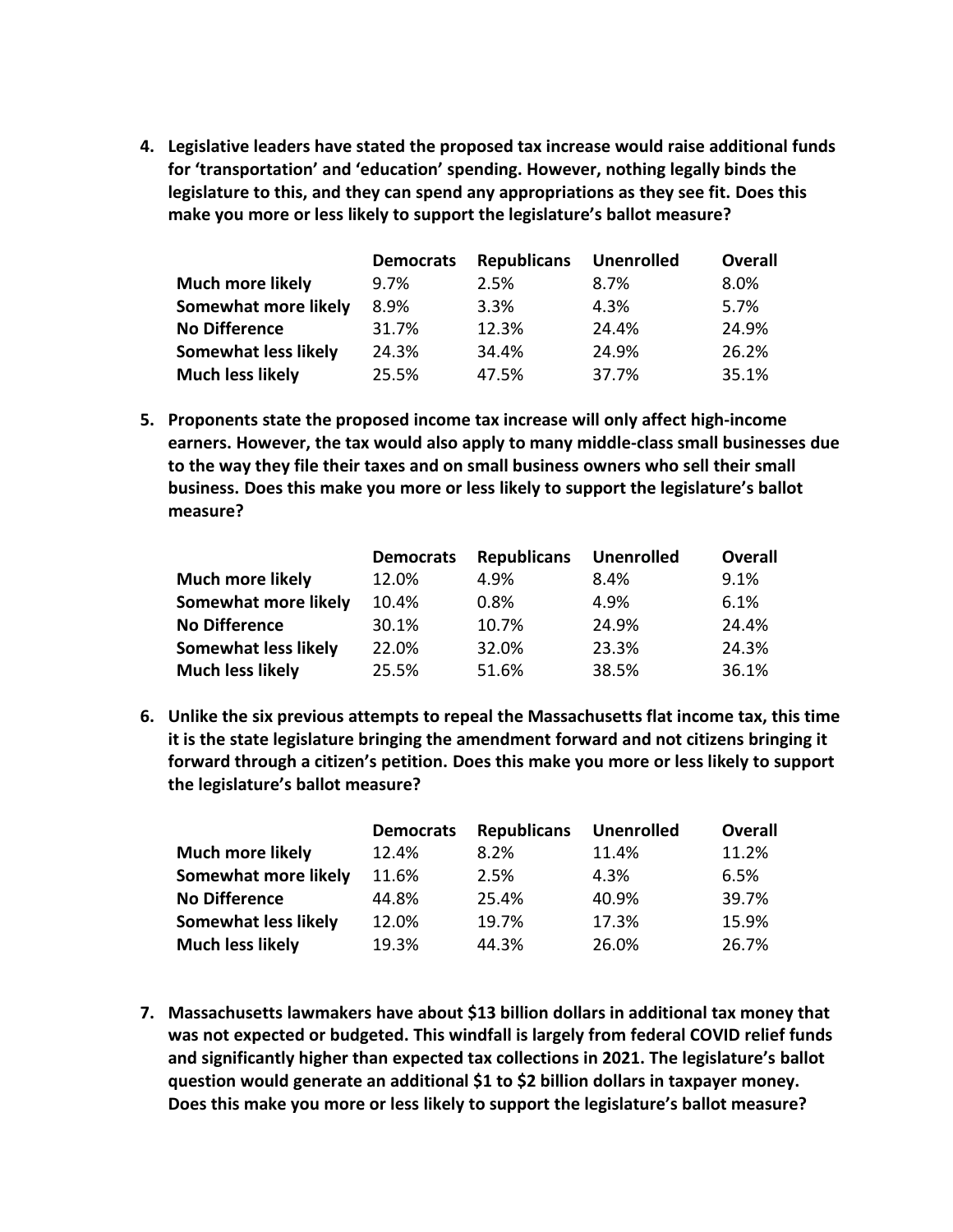**4. Legislative leaders have stated the proposed tax increase would raise additional funds for 'transportation' and 'education' spending. However, nothing legally binds the legislature to this, and they can spend any appropriations as they see fit. Does this make you more or less likely to support the legislature's ballot measure?**

| | Democrats | Republicans | Unenrolled | Overall |
|---|---|---|---|---|
| **Much more likely** | 9.7% | 2.5% | 8.7% | 8.0% |
| **Somewhat more likely** | 8.9% | 3.3% | 4.3% | 5.7% |
| **No Difference** | 31.7% | 12.3% | 24.4% | 24.9% |
| **Somewhat less likely** | 24.3% | 34.4% | 24.9% | 26.2% |
| **Much less likely** | 25.5% | 47.5% | 37.7% | 35.1% |

**5. Proponents state the proposed income tax increase will only affect high-income earners. However, the tax would also apply to many middle-class small businesses due to the way they file their taxes and on small business owners who sell their small business. Does this make you more or less likely to support the legislature's ballot measure?**

| | Democrats | Republicans | Unenrolled | Overall |
|---|---|---|---|---|
| **Much more likely** | 12.0% | 4.9% | 8.4% | 9.1% |
| **Somewhat more likely** | 10.4% | 0.8% | 4.9% | 6.1% |
| **No Difference** | 30.1% | 10.7% | 24.9% | 24.4% |
| **Somewhat less likely** | 22.0% | 32.0% | 23.3% | 24.3% |
| **Much less likely** | 25.5% | 51.6% | 38.5% | 36.1% |

**6. Unlike the six previous attempts to repeal the Massachusetts flat income tax, this time it is the state legislature bringing the amendment forward and not citizens bringing it forward through a citizen's petition. Does this make you more or less likely to support the legislature's ballot measure?**

| | Democrats | Republicans | Unenrolled | Overall |
|---|---|---|---|---|
| **Much more likely** | 12.4% | 8.2% | 11.4% | 11.2% |
| **Somewhat more likely** | 11.6% | 2.5% | 4.3% | 6.5% |
| **No Difference** | 44.8% | 25.4% | 40.9% | 39.7% |
| **Somewhat less likely** | 12.0% | 19.7% | 17.3% | 15.9% |
| **Much less likely** | 19.3% | 44.3% | 26.0% | 26.7% |

**7. Massachusetts lawmakers have about $13 billion dollars in additional tax money that was not expected or budgeted. This windfall is largely from federal COVID relief funds and significantly higher than expected tax collections in 2021. The legislature's ballot question would generate an additional $1 to $2 billion dollars in taxpayer money. Does this make you more or less likely to support the legislature's ballot measure?**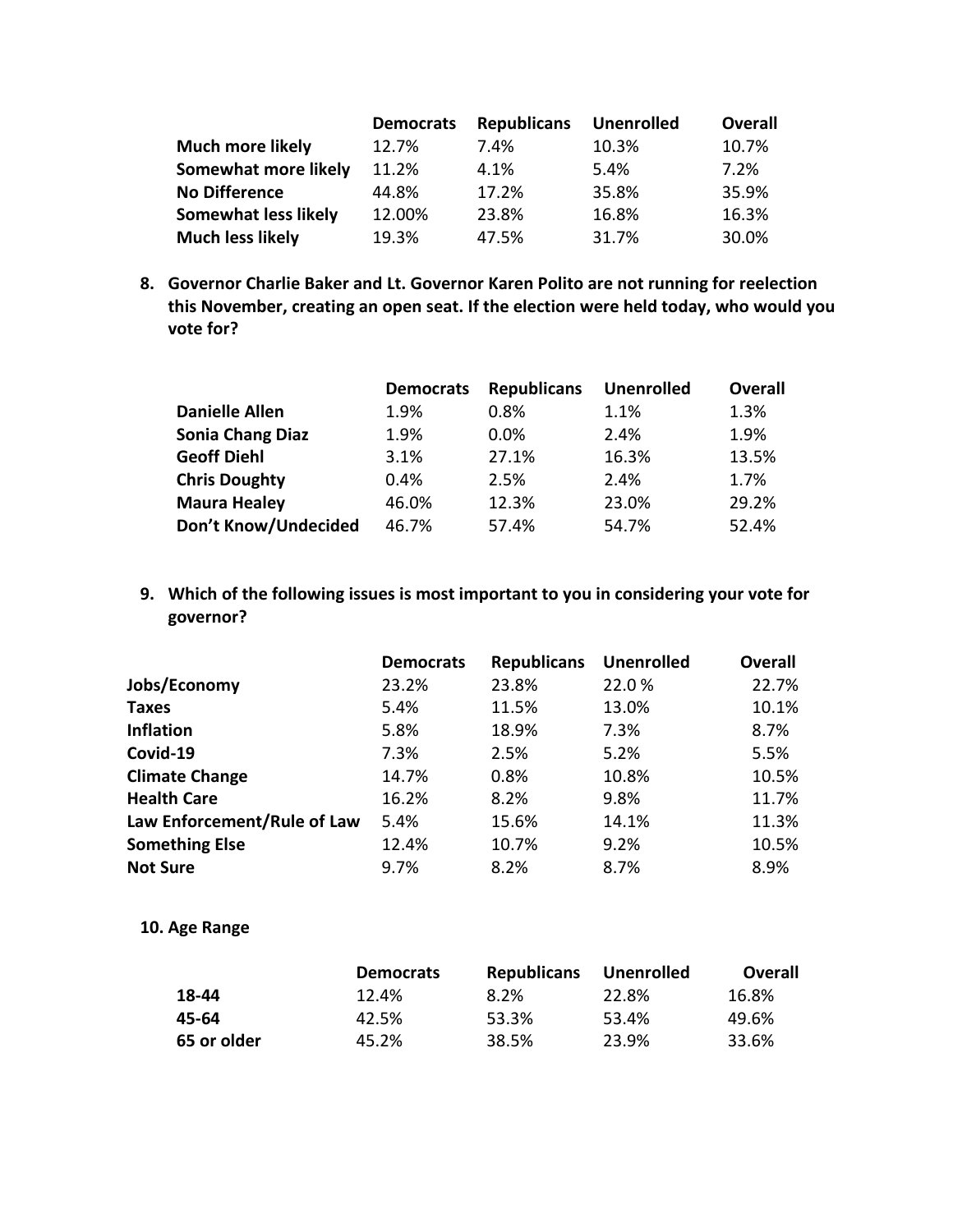| | Democrats | Republicans | Unenrolled | Overall |
|---|---|---|---|---|
| **Much more likely** | 12.7% | 7.4% | 10.3% | 10.7% |
| **Somewhat more likely** | 11.2% | 4.1% | 5.4% | 7.2% |
| **No Difference** | 44.8% | 17.2% | 35.8% | 35.9% |
| **Somewhat less likely** | 12.00% | 23.8% | 16.8% | 16.3% |
| **Much less likely** | 19.3% | 47.5% | 31.7% | 30.0% |

8. **Governor Charlie Baker and Lt. Governor Karen Polito are not running for reelection this November, creating an open seat. If the election were held today, who would you vote for?**

| | Democrats | Republicans | Unenrolled | Overall |
|---|---|---|---|---|
| **Danielle Allen** | 1.9% | 0.8% | 1.1% | 1.3% |
| **Sonia Chang Diaz** | 1.9% | 0.0% | 2.4% | 1.9% |
| **Geoff Diehl** | 3.1% | 27.1% | 16.3% | 13.5% |
| **Chris Doughty** | 0.4% | 2.5% | 2.4% | 1.7% |
| **Maura Healey** | 46.0% | 12.3% | 23.0% | 29.2% |
| **Don't Know/Undecided** | 46.7% | 57.4% | 54.7% | 52.4% |

9. **Which of the following issues is most important to you in considering your vote for governor?**

| | Democrats | Republicans | Unenrolled | Overall |
|---|---|---|---|---|
| **Jobs/Economy** | 23.2% | 23.8% | 22.0 % | 22.7% |
| **Taxes** | 5.4% | 11.5% | 13.0% | 10.1% |
| **Inflation** | 5.8% | 18.9% | 7.3% | 8.7% |
| **Covid-19** | 7.3% | 2.5% | 5.2% | 5.5% |
| **Climate Change** | 14.7% | 0.8% | 10.8% | 10.5% |
| **Health Care** | 16.2% | 8.2% | 9.8% | 11.7% |
| **Law Enforcement/Rule of Law** | 5.4% | 15.6% | 14.1% | 11.3% |
| **Something Else** | 12.4% | 10.7% | 9.2% | 10.5% |
| **Not Sure** | 9.7% | 8.2% | 8.7% | 8.9% |

10. **Age Range**

| | Democrats | Republicans | Unenrolled | Overall |
|---|---|---|---|---|
| **18-44** | 12.4% | 8.2% | 22.8% | 16.8% |
| **45-64** | 42.5% | 53.3% | 53.4% | 49.6% |
| **65 or older** | 45.2% | 38.5% | 23.9% | 33.6% |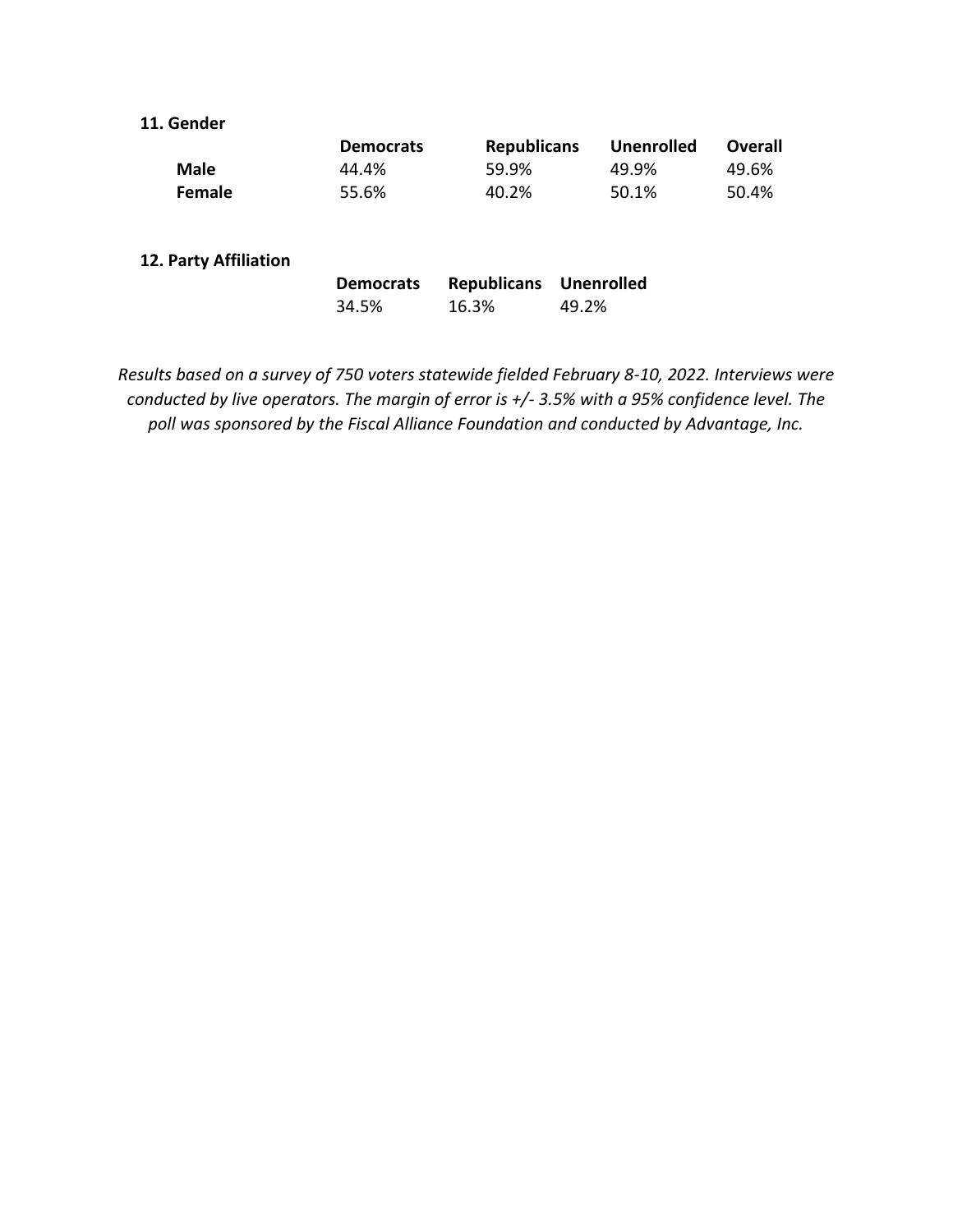**11. Gender**

| | Democrats | Republicans | Unenrolled | Overall |
|---|---|---|---|---|
| **Male** | 44.4% | 59.9% | 49.9% | 49.6% |
| **Female** | 55.6% | 40.2% | 50.1% | 50.4% |

**12. Party Affiliation**

| Democrats | Republicans | Unenrolled |
|---|---|---|
| 34.5% | 16.3% | 49.2% |

*Results based on a survey of 750 voters statewide fielded February 8-10, 2022. Interviews were conducted by live operators. The margin of error is +/- 3.5% with a 95% confidence level. The poll was sponsored by the Fiscal Alliance Foundation and conducted by Advantage, Inc.*